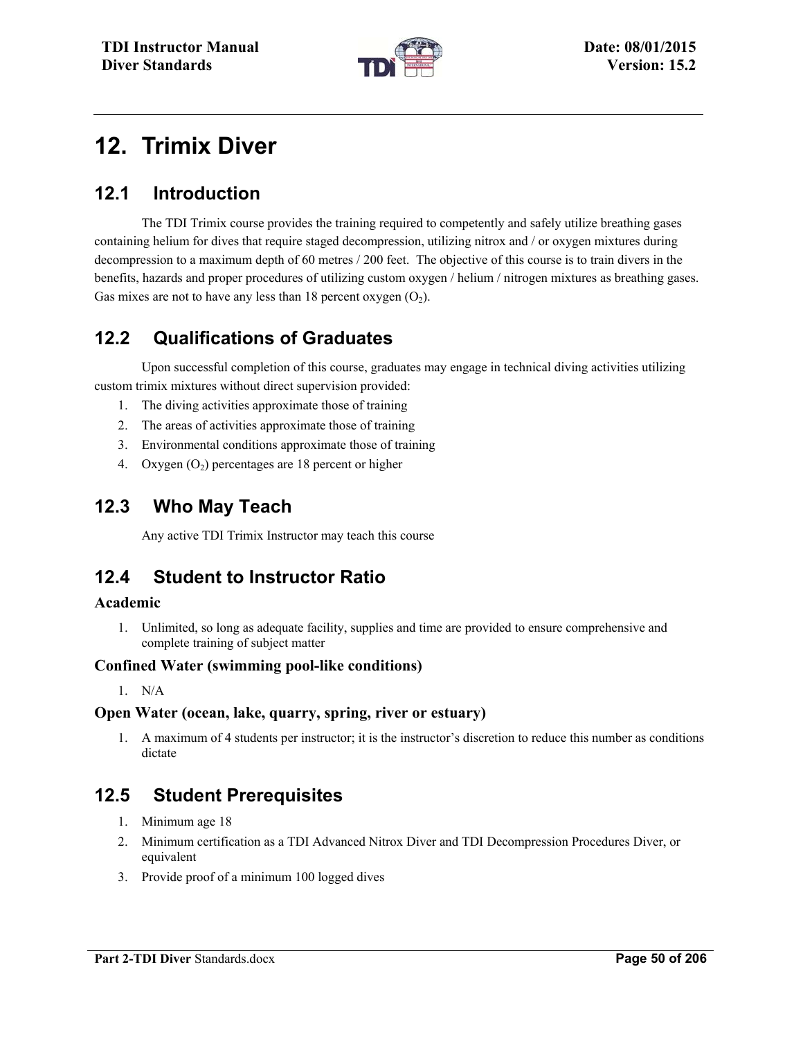# 12. Trimix Diver

## 12.1 Introduction

The TDI Trimix course provides the training required to competently and safely utilize breathing gases containing helium for dives that require staged decompression, utilizing nitrox and / or oxygen mixtures during decompression to a maximum depth of 60 metres / 200 feet. The objective of this course is to train divers in the benefits, hazards and proper procedures of utilizing custom oxygen / helium / nitrogen mixtures as breathing gases. Gas mixes are not to have any less than 18 percent oxygen ($O_2$).

## 12.2 Qualifications of Graduates

Upon successful completion of this course, graduates may engage in technical diving activities utilizing custom trimix mixtures without direct supervision provided:

1. The diving activities approximate those of training
2. The areas of activities approximate those of training
3. Environmental conditions approximate those of training
4. Oxygen ($O_2$) percentages are 18 percent or higher

## 12.3 Who May Teach

Any active TDI Trimix Instructor may teach this course

## 12.4 Student to Instructor Ratio

### Academic

1. Unlimited, so long as adequate facility, supplies and time are provided to ensure comprehensive and complete training of subject matter

### Confined Water (swimming pool-like conditions)

1. N/A

### Open Water (ocean, lake, quarry, spring, river or estuary)

1. A maximum of 4 students per instructor; it is the instructor's discretion to reduce this number as conditions dictate

## 12.5 Student Prerequisites

1. Minimum age 18
2. Minimum certification as a TDI Advanced Nitrox Diver and TDI Decompression Procedures Diver, or equivalent
3. Provide proof of a minimum 100 logged dives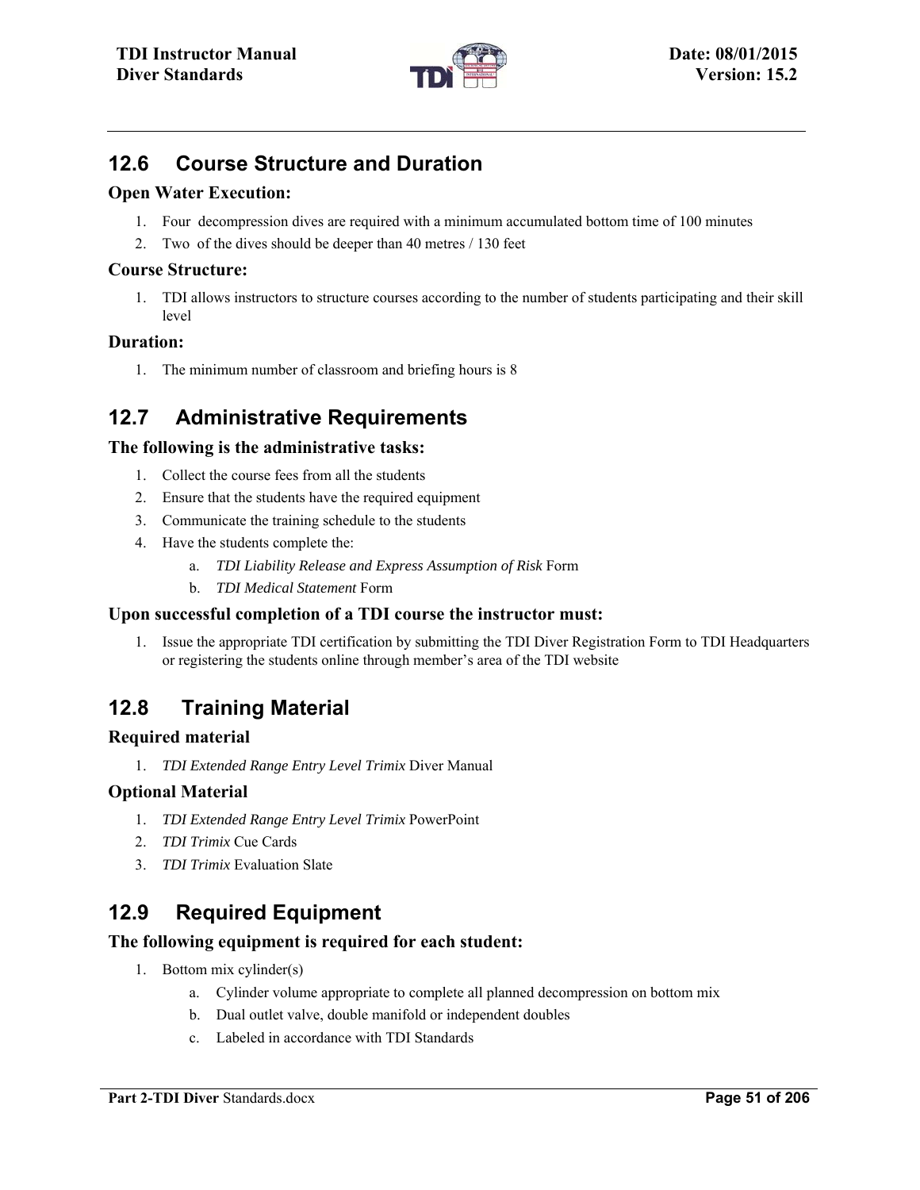## 12.6 Course Structure and Duration

### Open Water Execution:

1. Four decompression dives are required with a minimum accumulated bottom time of 100 minutes
2. Two of the dives should be deeper than 40 metres / 130 feet

### Course Structure:

1. TDI allows instructors to structure courses according to the number of students participating and their skill level

### Duration:

1. The minimum number of classroom and briefing hours is 8

## 12.7 Administrative Requirements

### The following is the administrative tasks:

1. Collect the course fees from all the students
2. Ensure that the students have the required equipment
3. Communicate the training schedule to the students
4. Have the students complete the:
   a. *TDI Liability Release and Express Assumption of Risk* Form
   b. *TDI Medical Statement* Form

### Upon successful completion of a TDI course the instructor must:

1. Issue the appropriate TDI certification by submitting the TDI Diver Registration Form to TDI Headquarters or registering the students online through member's area of the TDI website

## 12.8 Training Material

### Required material

1. *TDI Extended Range Entry Level Trimix* Diver Manual

### Optional Material

1. *TDI Extended Range Entry Level Trimix* PowerPoint
2. *TDI Trimix* Cue Cards
3. *TDI Trimix* Evaluation Slate

## 12.9 Required Equipment

### The following equipment is required for each student:

1. Bottom mix cylinder(s)
   a. Cylinder volume appropriate to complete all planned decompression on bottom mix
   b. Dual outlet valve, double manifold or independent doubles
   c. Labeled in accordance with TDI Standards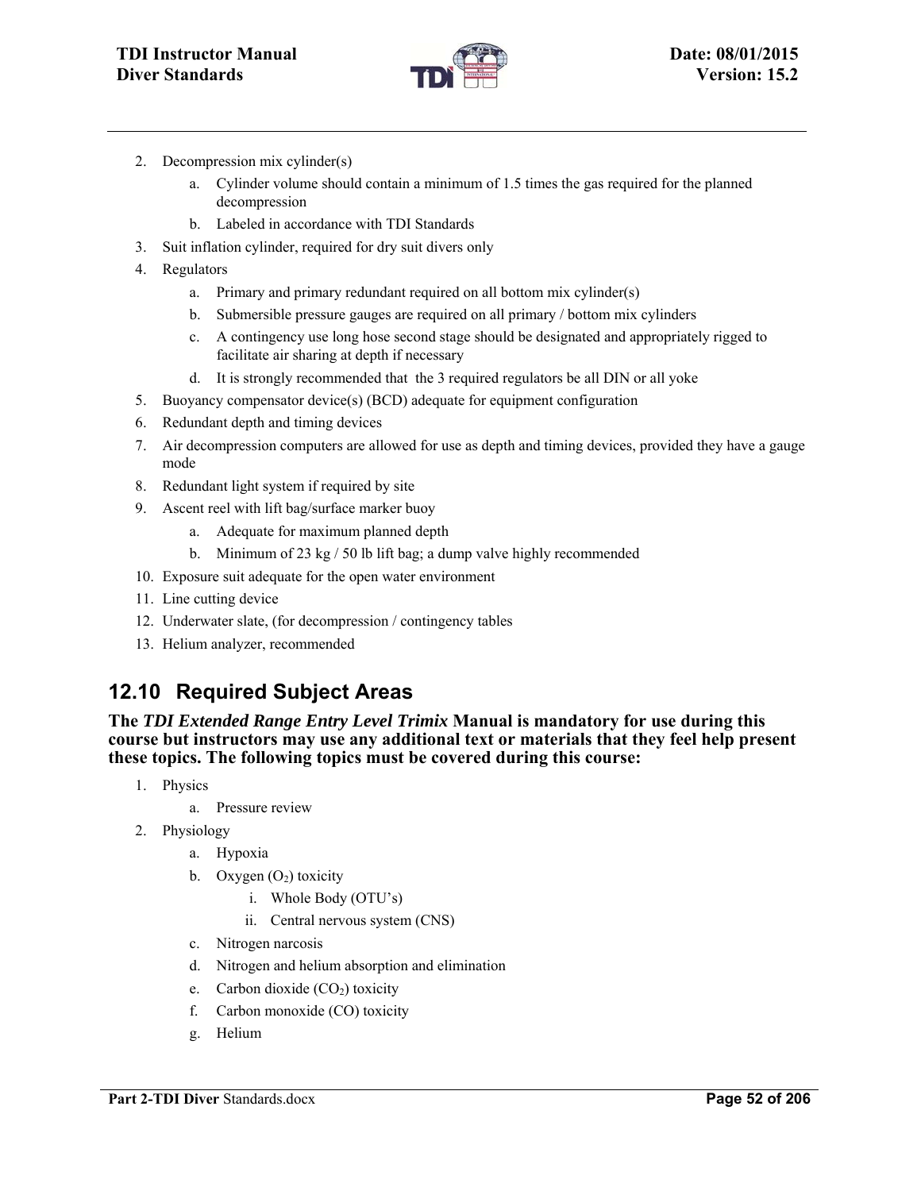2. Decompression mix cylinder(s)
    a. Cylinder volume should contain a minimum of 1.5 times the gas required for the planned decompression
    b. Labeled in accordance with TDI Standards
3. Suit inflation cylinder, required for dry suit divers only
4. Regulators
    a. Primary and primary redundant required on all bottom mix cylinder(s)
    b. Submersible pressure gauges are required on all primary / bottom mix cylinders
    c. A contingency use long hose second stage should be designated and appropriately rigged to facilitate air sharing at depth if necessary
    d. It is strongly recommended that the 3 required regulators be all DIN or all yoke
5. Buoyancy compensator device(s) (BCD) adequate for equipment configuration
6. Redundant depth and timing devices
7. Air decompression computers are allowed for use as depth and timing devices, provided they have a gauge mode
8. Redundant light system if required by site
9. Ascent reel with lift bag/surface marker buoy
    a. Adequate for maximum planned depth
    b. Minimum of 23 kg / 50 lb lift bag; a dump valve highly recommended
10. Exposure suit adequate for the open water environment
11. Line cutting device
12. Underwater slate, (for decompression / contingency tables
13. Helium analyzer, recommended

## 12.10 Required Subject Areas

**The *TDI Extended Range Entry Level Trimix* Manual is mandatory for use during this course but instructors may use any additional text or materials that they feel help present these topics. The following topics must be covered during this course:**

1. Physics
    a. Pressure review
2. Physiology
    a. Hypoxia
    b. Oxygen ($O_2$) toxicity
        i. Whole Body (OTU's)
        ii. Central nervous system (CNS)
    c. Nitrogen narcosis
    d. Nitrogen and helium absorption and elimination
    e. Carbon dioxide ($CO_2$) toxicity
    f. Carbon monoxide (CO) toxicity
    g. Helium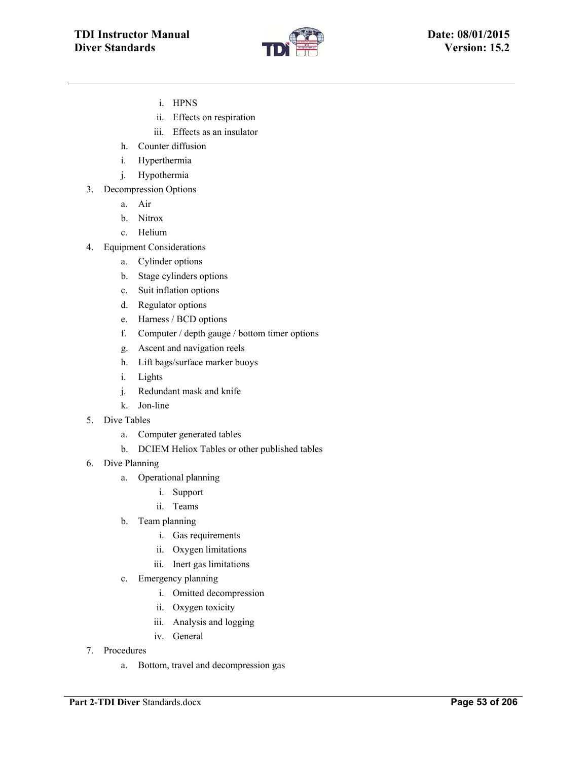i. HPNS
         ii. Effects on respiration
         iii. Effects as an insulator
   h. Counter diffusion
   i. Hyperthermia
   j. Hypothermia
3. Decompression Options
   a. Air
   b. Nitrox
   c. Helium
4. Equipment Considerations
   a. Cylinder options
   b. Stage cylinders options
   c. Suit inflation options
   d. Regulator options
   e. Harness / BCD options
   f. Computer / depth gauge / bottom timer options
   g. Ascent and navigation reels
   h. Lift bags/surface marker buoys
   i. Lights
   j. Redundant mask and knife
   k. Jon-line
5. Dive Tables
   a. Computer generated tables
   b. DCIEM Heliox Tables or other published tables
6. Dive Planning
   a. Operational planning
      i. Support
      ii. Teams
   b. Team planning
      i. Gas requirements
      ii. Oxygen limitations
      iii. Inert gas limitations
   c. Emergency planning
      i. Omitted decompression
      ii. Oxygen toxicity
      iii. Analysis and logging
      iv. General
7. Procedures
   a. Bottom, travel and decompression gas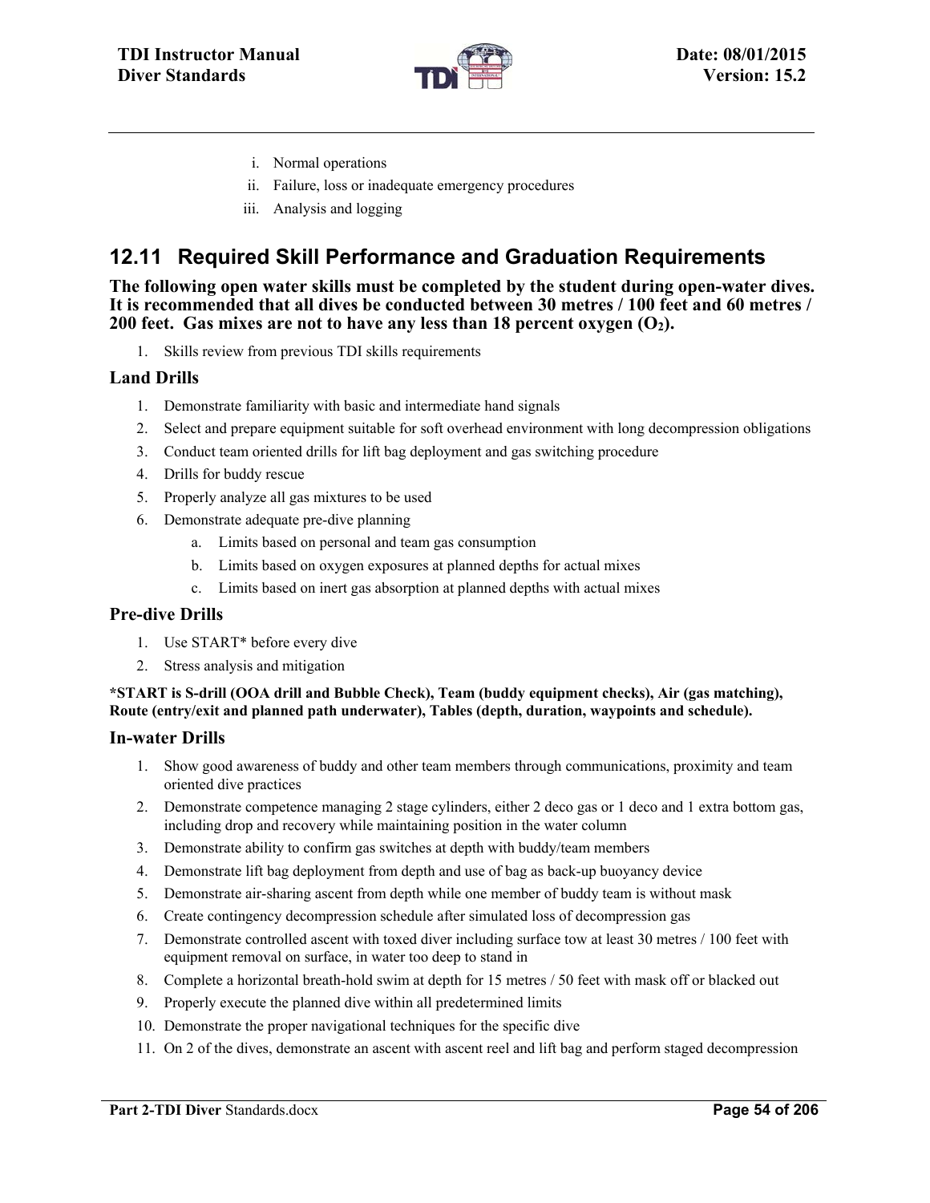i. Normal operations
   ii. Failure, loss or inadequate emergency procedures
   iii. Analysis and logging

## 12.11 Required Skill Performance and Graduation Requirements

**The following open water skills must be completed by the student during open-water dives. It is recommended that all dives be conducted between 30 metres / 100 feet and 60 metres / 200 feet. Gas mixes are not to have any less than 18 percent oxygen ($O_2$).**

1. Skills review from previous TDI skills requirements

### Land Drills

1. Demonstrate familiarity with basic and intermediate hand signals
2. Select and prepare equipment suitable for soft overhead environment with long decompression obligations
3. Conduct team oriented drills for lift bag deployment and gas switching procedure
4. Drills for buddy rescue
5. Properly analyze all gas mixtures to be used
6. Demonstrate adequate pre-dive planning
   a. Limits based on personal and team gas consumption
   b. Limits based on oxygen exposures at planned depths for actual mixes
   c. Limits based on inert gas absorption at planned depths with actual mixes

### Pre-dive Drills

1. Use START* before every dive
2. Stress analysis and mitigation

**\*START is S-drill (OOA drill and Bubble Check), Team (buddy equipment checks), Air (gas matching), Route (entry/exit and planned path underwater), Tables (depth, duration, waypoints and schedule).**

### In-water Drills

1. Show good awareness of buddy and other team members through communications, proximity and team oriented dive practices
2. Demonstrate competence managing 2 stage cylinders, either 2 deco gas or 1 deco and 1 extra bottom gas, including drop and recovery while maintaining position in the water column
3. Demonstrate ability to confirm gas switches at depth with buddy/team members
4. Demonstrate lift bag deployment from depth and use of bag as back-up buoyancy device
5. Demonstrate air-sharing ascent from depth while one member of buddy team is without mask
6. Create contingency decompression schedule after simulated loss of decompression gas
7. Demonstrate controlled ascent with toxed diver including surface tow at least 30 metres / 100 feet with equipment removal on surface, in water too deep to stand in
8. Complete a horizontal breath-hold swim at depth for 15 metres / 50 feet with mask off or blacked out
9. Properly execute the planned dive within all predetermined limits
10. Demonstrate the proper navigational techniques for the specific dive
11. On 2 of the dives, demonstrate an ascent with ascent reel and lift bag and perform staged decompression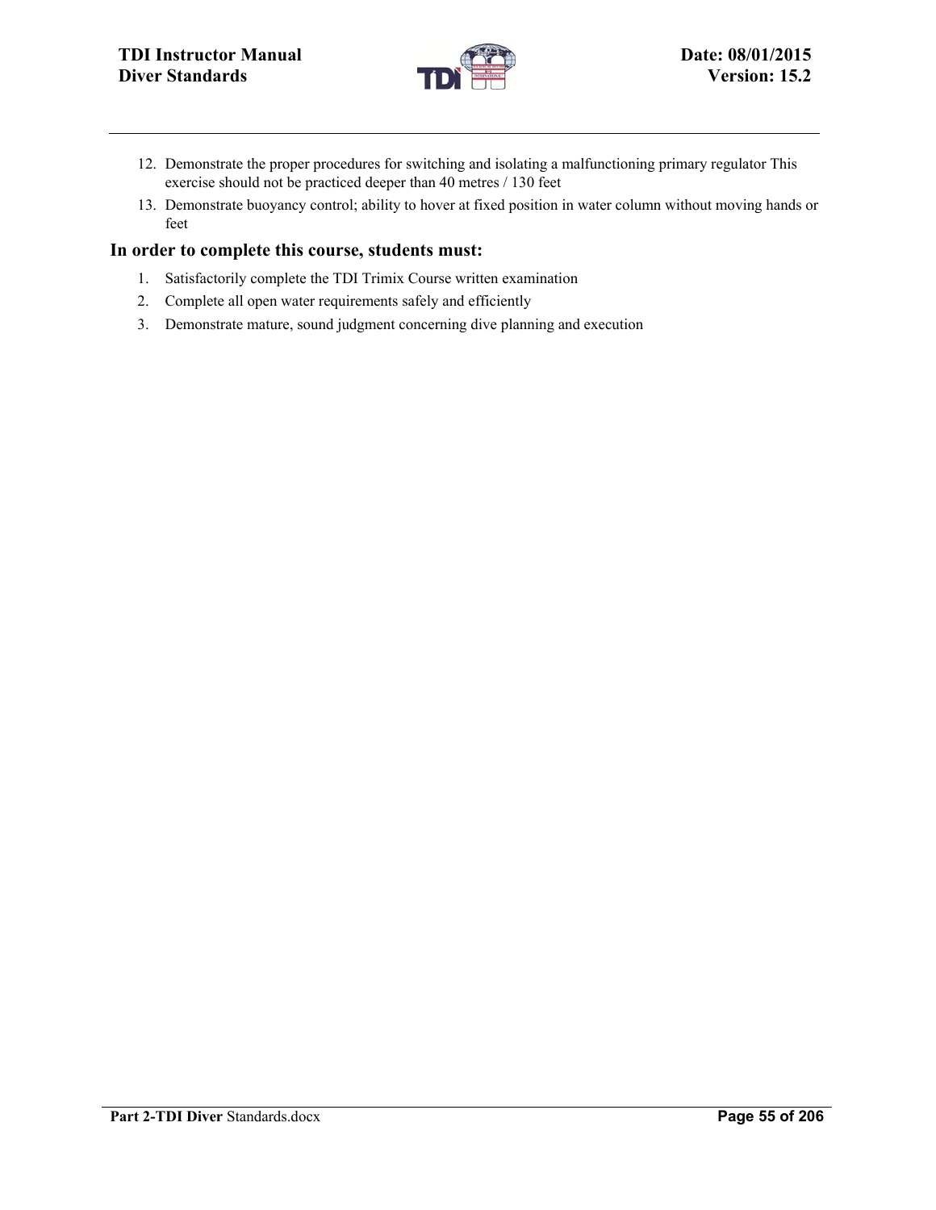12. Demonstrate the proper procedures for switching and isolating a malfunctioning primary regulator This exercise should not be practiced deeper than 40 metres / 130 feet
13. Demonstrate buoyancy control; ability to hover at fixed position in water column without moving hands or feet

### In order to complete this course, students must:

1. Satisfactorily complete the TDI Trimix Course written examination
2. Complete all open water requirements safely and efficiently
3. Demonstrate mature, sound judgment concerning dive planning and execution